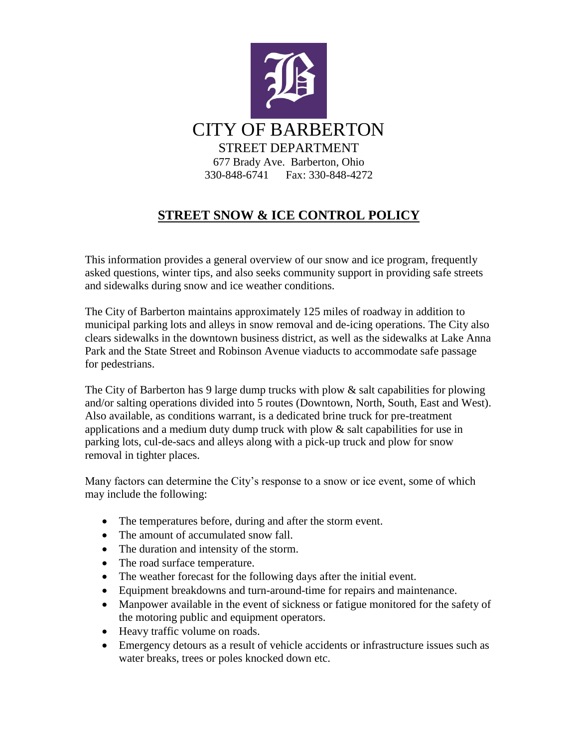# CITY OF BARBERTON

## STREET DEPARTMENT

677 Brady Ave. Barberton, Ohio
330-848-6741 Fax: 330-848-4272

## STREET SNOW & ICE CONTROL POLICY

This information provides a general overview of our snow and ice program, frequently asked questions, winter tips, and also seeks community support in providing safe streets and sidewalks during snow and ice weather conditions.

The City of Barberton maintains approximately 125 miles of roadway in addition to municipal parking lots and alleys in snow removal and de-icing operations. The City also clears sidewalks in the downtown business district, as well as the sidewalks at Lake Anna Park and the State Street and Robinson Avenue viaducts to accommodate safe passage for pedestrians.

The City of Barberton has 9 large dump trucks with plow & salt capabilities for plowing and/or salting operations divided into 5 routes (Downtown, North, South, East and West). Also available, as conditions warrant, is a dedicated brine truck for pre-treatment applications and a medium duty dump truck with plow & salt capabilities for use in parking lots, cul-de-sacs and alleys along with a pick-up truck and plow for snow removal in tighter places.

Many factors can determine the City's response to a snow or ice event, some of which may include the following:

- The temperatures before, during and after the storm event.
- The amount of accumulated snow fall.
- The duration and intensity of the storm.
- The road surface temperature.
- The weather forecast for the following days after the initial event.
- Equipment breakdowns and turn-around-time for repairs and maintenance.
- Manpower available in the event of sickness or fatigue monitored for the safety of the motoring public and equipment operators.
- Heavy traffic volume on roads.
- Emergency detours as a result of vehicle accidents or infrastructure issues such as water breaks, trees or poles knocked down etc.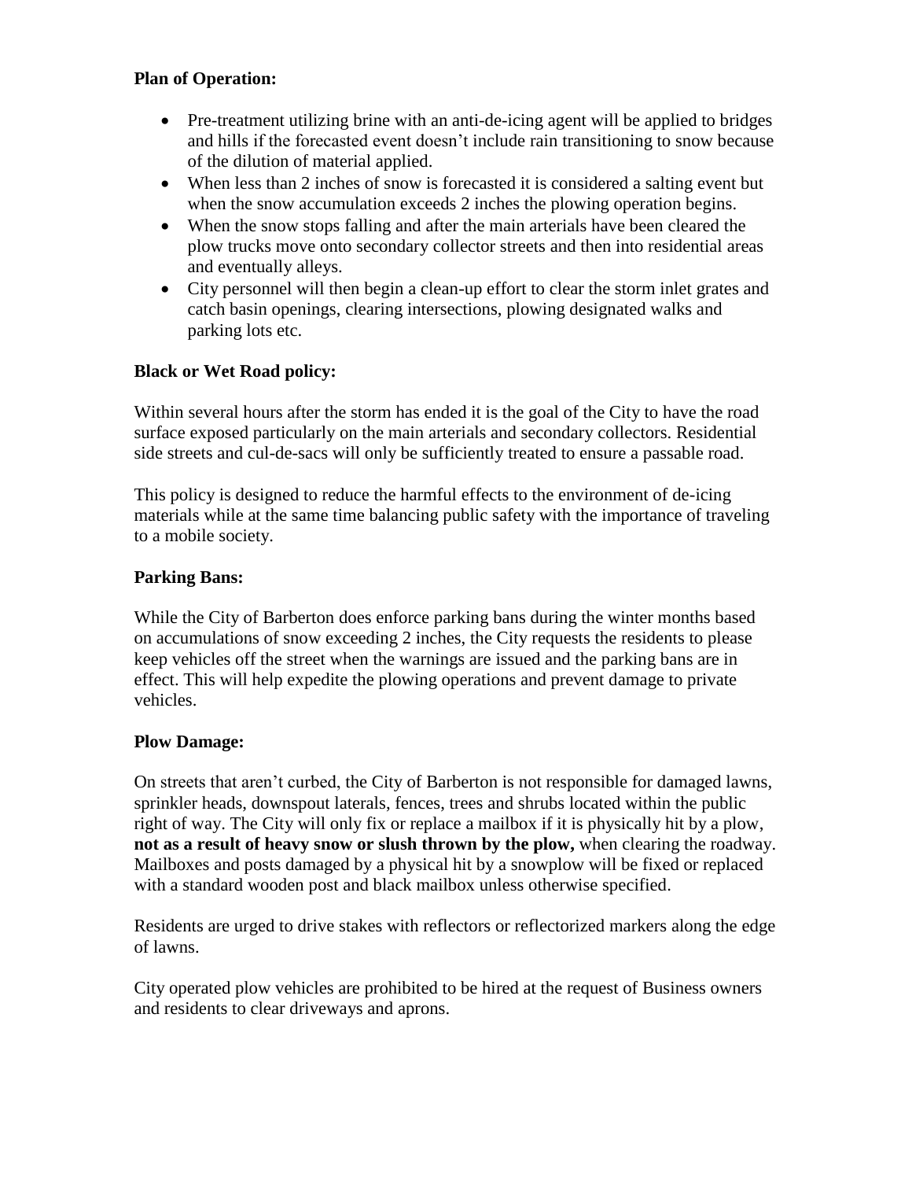**Plan of Operation:**

- Pre-treatment utilizing brine with an anti-de-icing agent will be applied to bridges and hills if the forecasted event doesn't include rain transitioning to snow because of the dilution of material applied.
- When less than 2 inches of snow is forecasted it is considered a salting event but when the snow accumulation exceeds 2 inches the plowing operation begins.
- When the snow stops falling and after the main arterials have been cleared the plow trucks move onto secondary collector streets and then into residential areas and eventually alleys.
- City personnel will then begin a clean-up effort to clear the storm inlet grates and catch basin openings, clearing intersections, plowing designated walks and parking lots etc.

**Black or Wet Road policy:**

Within several hours after the storm has ended it is the goal of the City to have the road surface exposed particularly on the main arterials and secondary collectors. Residential side streets and cul-de-sacs will only be sufficiently treated to ensure a passable road.

This policy is designed to reduce the harmful effects to the environment of de-icing materials while at the same time balancing public safety with the importance of traveling to a mobile society.

**Parking Bans:**

While the City of Barberton does enforce parking bans during the winter months based on accumulations of snow exceeding 2 inches, the City requests the residents to please keep vehicles off the street when the warnings are issued and the parking bans are in effect. This will help expedite the plowing operations and prevent damage to private vehicles.

**Plow Damage:**

On streets that aren't curbed, the City of Barberton is not responsible for damaged lawns, sprinkler heads, downspout laterals, fences, trees and shrubs located within the public right of way. The City will only fix or replace a mailbox if it is physically hit by a plow, **not as a result of heavy snow or slush thrown by the plow,** when clearing the roadway. Mailboxes and posts damaged by a physical hit by a snowplow will be fixed or replaced with a standard wooden post and black mailbox unless otherwise specified.

Residents are urged to drive stakes with reflectors or reflectorized markers along the edge of lawns.

City operated plow vehicles are prohibited to be hired at the request of Business owners and residents to clear driveways and aprons.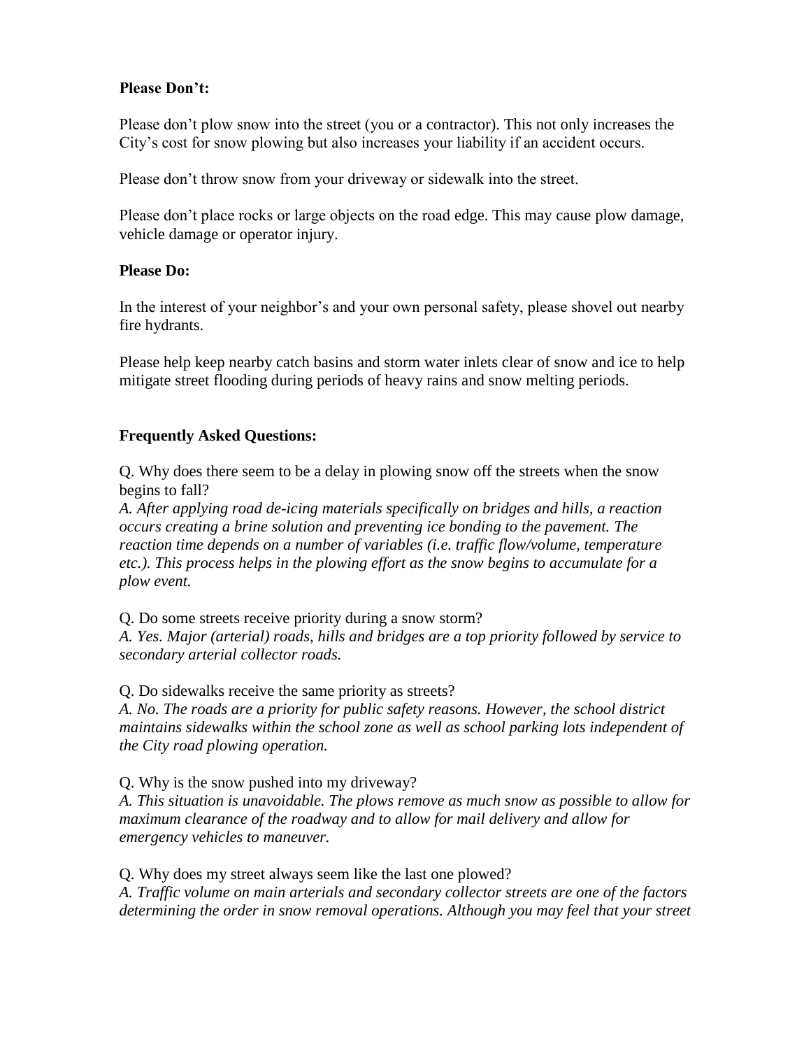**Please Don't:**

Please don't plow snow into the street (you or a contractor). This not only increases the City's cost for snow plowing but also increases your liability if an accident occurs.

Please don't throw snow from your driveway or sidewalk into the street.

Please don't place rocks or large objects on the road edge. This may cause plow damage, vehicle damage or operator injury.

**Please Do:**

In the interest of your neighbor's and your own personal safety, please shovel out nearby fire hydrants.

Please help keep nearby catch basins and storm water inlets clear of snow and ice to help mitigate street flooding during periods of heavy rains and snow melting periods.

**Frequently Asked Questions:**

Q. Why does there seem to be a delay in plowing snow off the streets when the snow begins to fall?
*A. After applying road de-icing materials specifically on bridges and hills, a reaction occurs creating a brine solution and preventing ice bonding to the pavement. The reaction time depends on a number of variables (i.e. traffic flow/volume, temperature etc.). This process helps in the plowing effort as the snow begins to accumulate for a plow event.*

Q. Do some streets receive priority during a snow storm?
*A. Yes. Major (arterial) roads, hills and bridges are a top priority followed by service to secondary arterial collector roads.*

Q. Do sidewalks receive the same priority as streets?
*A. No. The roads are a priority for public safety reasons. However, the school district maintains sidewalks within the school zone as well as school parking lots independent of the City road plowing operation.*

Q. Why is the snow pushed into my driveway?
*A. This situation is unavoidable. The plows remove as much snow as possible to allow for maximum clearance of the roadway and to allow for mail delivery and allow for emergency vehicles to maneuver.*

Q. Why does my street always seem like the last one plowed?
*A. Traffic volume on main arterials and secondary collector streets are one of the factors determining the order in snow removal operations. Although you may feel that your street*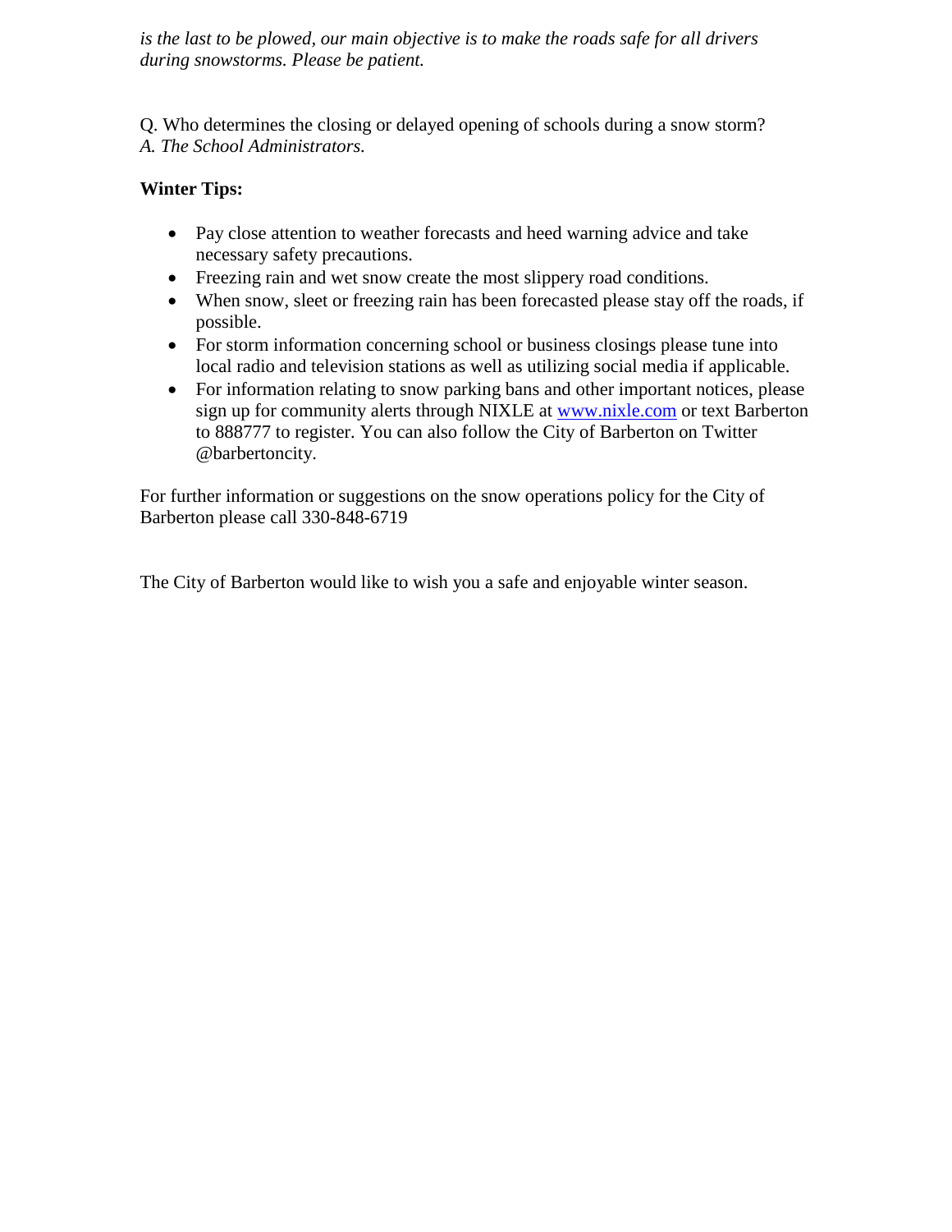*is the last to be plowed, our main objective is to make the roads safe for all drivers during snowstorms. Please be patient.*

Q. Who determines the closing or delayed opening of schools during a snow storm?
*A. The School Administrators.*

**Winter Tips:**

- Pay close attention to weather forecasts and heed warning advice and take necessary safety precautions.
- Freezing rain and wet snow create the most slippery road conditions.
- When snow, sleet or freezing rain has been forecasted please stay off the roads, if possible.
- For storm information concerning school or business closings please tune into local radio and television stations as well as utilizing social media if applicable.
- For information relating to snow parking bans and other important notices, please sign up for community alerts through NIXLE at [www.nixle.com](http://www.nixle.com) or text Barberton to 888777 to register. You can also follow the City of Barberton on Twitter @barbertoncity.

For further information or suggestions on the snow operations policy for the City of Barberton please call 330-848-6719

The City of Barberton would like to wish you a safe and enjoyable winter season.